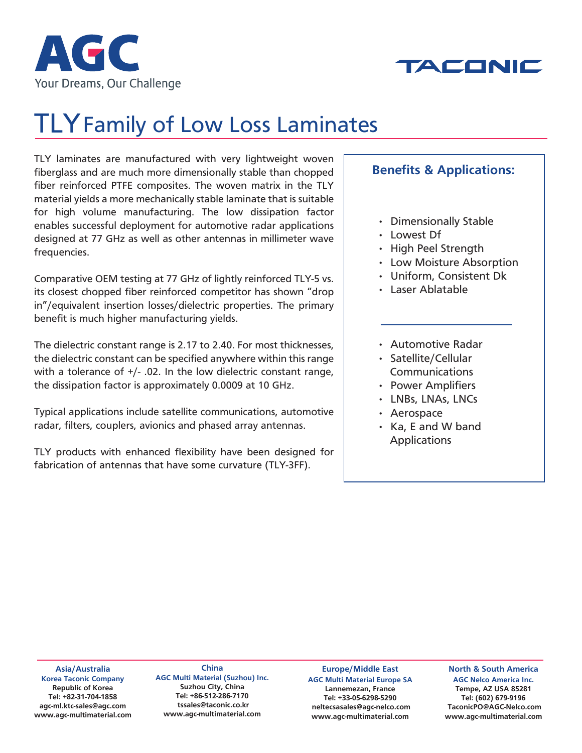AGC

Your Dreams, Our Challenge

TACONIC

# TLY Family of Low Loss Laminates

TLY laminates are manufactured with very lightweight woven fiberglass and are much more dimensionally stable than chopped fiber reinforced PTFE composites. The woven matrix in the TLY material yields a more mechanically stable laminate that is suitable for high volume manufacturing. The low dissipation factor enables successful deployment for automotive radar applications designed at 77 GHz as well as other antennas in millimeter wave frequencies.

Comparative OEM testing at 77 GHz of lightly reinforced TLY-5 vs. its closest chopped fiber reinforced competitor has shown "drop in"/equivalent insertion losses/dielectric properties. The primary benefit is much higher manufacturing yields.

The dielectric constant range is 2.17 to 2.40. For most thicknesses, the dielectric constant can be specified anywhere within this range with a tolerance of +/- .02. In the low dielectric constant range, the dissipation factor is approximately 0.0009 at 10 GHz.

Typical applications include satellite communications, automotive radar, filters, couplers, avionics and phased array antennas.

TLY products with enhanced flexibility have been designed for fabrication of antennas that have some curvature (TLY-3FF).

## Benefits & Applications:

- Dimensionally Stable
- Lowest Df
- High Peel Strength
- Low Moisture Absorption
- Uniform, Consistent Dk
- Laser Ablatable

---

- Automotive Radar
- Satellite/Cellular Communications
- Power Amplifiers
- LNBs, LNAs, LNCs
- Aerospace
- Ka, E and W band Applications

---

**Asia/Australia**
**Korea Taconic Company**
Republic of Korea
Tel: +82-31-704-1858
agc-ml.ktc-sales@agc.com
www.agc-multimaterial.com

**China**
**AGC Multi Material (Suzhou) Inc.**
Suzhou City, China
Tel: +86-512-286-7170
tssales@taconic.co.kr
www.agc-multimaterial.com

**Europe/Middle East**
**AGC Multi Material Europe SA**
Lannemezan, France
Tel: +33-05-6298-5290
neltecsasales@agc-nelco.com
www.agc-multimaterial.com

**North & South America**
**AGC Nelco America Inc.**
Tempe, AZ USA 85281
Tel: (602) 679-9196
TaconicPO@AGC-Nelco.com
www.agc-multimaterial.com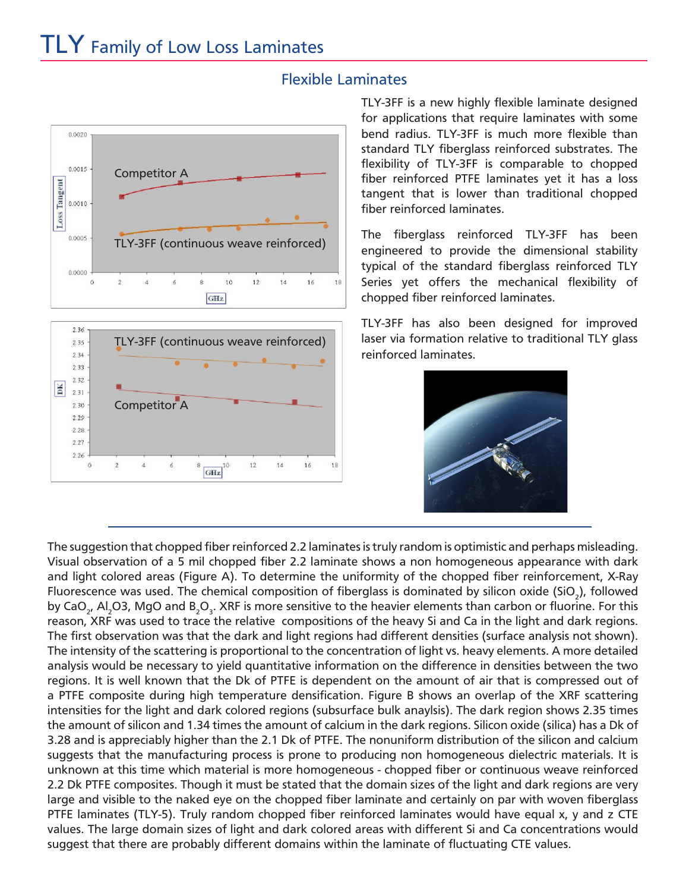# TLY Family of Low Loss Laminates

## Flexible Laminates

TLY-3FF is a new highly flexible laminate designed for applications that require laminates with some bend radius. TLY-3FF is much more flexible than standard TLY fiberglass reinforced substrates. The flexibility of TLY-3FF is comparable to chopped fiber reinforced PTFE laminates yet it has a loss tangent that is lower than traditional chopped fiber reinforced laminates.

The fiberglass reinforced TLY-3FF has been engineered to provide the dimensional stability typical of the standard fiberglass reinforced TLY Series yet offers the mechanical flexibility of chopped fiber reinforced laminates.

TLY-3FF has also been designed for improved laser via formation relative to traditional TLY glass reinforced laminates.

The suggestion that chopped fiber reinforced 2.2 laminates is truly random is optimistic and perhaps misleading. Visual observation of a 5 mil chopped fiber 2.2 laminate shows a non homogeneous appearance with dark and light colored areas (Figure A). To determine the uniformity of the chopped fiber reinforcement, X-Ray Fluorescence was used. The chemical composition of fiberglass is dominated by silicon oxide ($SiO_2$), followed by $CaO_2$, $Al_2O3$, MgO and $B_2O_3$. XRF is more sensitive to the heavier elements than carbon or fluorine. For this reason, XRF was used to trace the relative compositions of the heavy Si and Ca in the light and dark regions. The first observation was that the dark and light regions had different densities (surface analysis not shown). The intensity of the scattering is proportional to the concentration of light vs. heavy elements. A more detailed analysis would be necessary to yield quantitative information on the difference in densities between the two regions. It is well known that the Dk of PTFE is dependent on the amount of air that is compressed out of a PTFE composite during high temperature densification. Figure B shows an overlap of the XRF scattering intensities for the light and dark colored regions (subsurface bulk anaylsis). The dark region shows 2.35 times the amount of silicon and 1.34 times the amount of calcium in the dark regions. Silicon oxide (silica) has a Dk of 3.28 and is appreciably higher than the 2.1 Dk of PTFE. The nonuniform distribution of the silicon and calcium suggests that the manufacturing process is prone to producing non homogeneous dielectric materials. It is unknown at this time which material is more homogeneous - chopped fiber or continuous weave reinforced 2.2 Dk PTFE composites. Though it must be stated that the domain sizes of the light and dark regions are very large and visible to the naked eye on the chopped fiber laminate and certainly on par with woven fiberglass PTFE laminates (TLY-5). Truly random chopped fiber reinforced laminates would have equal x, y and z CTE values. The large domain sizes of light and dark colored areas with different Si and Ca concentrations would suggest that there are probably different domains within the laminate of fluctuating CTE values.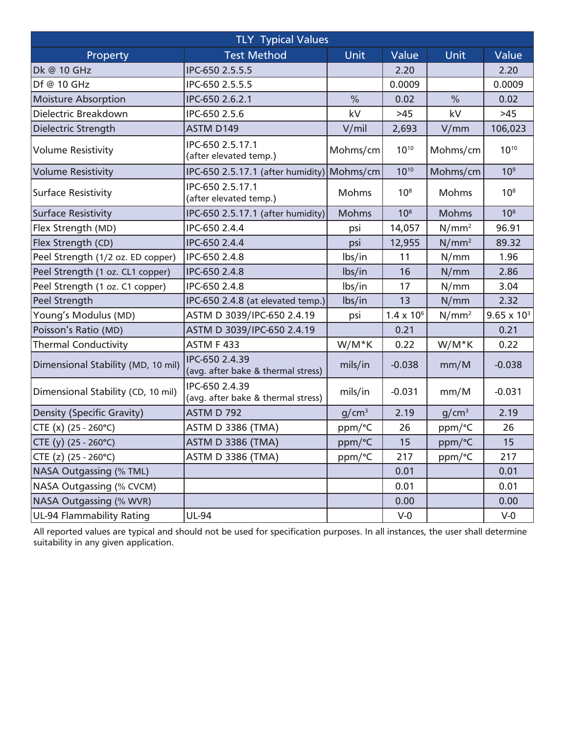| TLY Typical Values | | | | | |
|---|---|---|---|---|---|
| Property | Test Method | Unit | Value | Unit | Value |
| Dk @ 10 GHz | IPC-650 2.5.5.5 | | 2.20 | | 2.20 |
| Df @ 10 GHz | IPC-650 2.5.5.5 | | 0.0009 | | 0.0009 |
| Moisture Absorption | IPC-650 2.6.2.1 | % | 0.02 | % | 0.02 |
| Dielectric Breakdown | IPC-650 2.5.6 | kV | >45 | kV | >45 |
| Dielectric Strength | ASTM D149 | V/mil | 2,693 | V/mm | 106,023 |
| Volume Resistivity | IPC-650 2.5.17.1 (after elevated temp.) | Mohms/cm | $10^{10}$ | Mohms/cm | $10^{10}$ |
| Volume Resistivity | IPC-650 2.5.17.1 (after humidity) | Mohms/cm | $10^{10}$ | Mohms/cm | $10^{9}$ |
| Surface Resistivity | IPC-650 2.5.17.1 (after elevated temp.) | Mohms | $10^{8}$ | Mohms | $10^{8}$ |
| Surface Resistivity | IPC-650 2.5.17.1 (after humidity) | Mohms | $10^{8}$ | Mohms | $10^{8}$ |
| Flex Strength (MD) | IPC-650 2.4.4 | psi | 14,057 | $N/mm^2$ | 96.91 |
| Flex Strength (CD) | IPC-650 2.4.4 | psi | 12,955 | $N/mm^2$ | 89.32 |
| Peel Strength (1/2 oz. ED copper) | IPC-650 2.4.8 | lbs/in | 11 | N/mm | 1.96 |
| Peel Strength (1 oz. CL1 copper) | IPC-650 2.4.8 | lbs/in | 16 | N/mm | 2.86 |
| Peel Strength (1 oz. C1 copper) | IPC-650 2.4.8 | lbs/in | 17 | N/mm | 3.04 |
| Peel Strength | IPC-650 2.4.8 (at elevated temp.) | lbs/in | 13 | N/mm | 2.32 |
| Young's Modulus (MD) | ASTM D 3039/IPC-650 2.4.19 | psi | $1.4 \times 10^6$ | $N/mm^2$ | $9.65 \times 10^3$ |
| Poisson's Ratio (MD) | ASTM D 3039/IPC-650 2.4.19 | | 0.21 | | 0.21 |
| Thermal Conductivity | ASTM F 433 | W/M*K | 0.22 | W/M*K | 0.22 |
| Dimensional Stability (MD, 10 mil) | IPC-650 2.4.39 (avg. after bake & thermal stress) | mils/in | -0.038 | mm/M | -0.038 |
| Dimensional Stability (CD, 10 mil) | IPC-650 2.4.39 (avg. after bake & thermal stress) | mils/in | -0.031 | mm/M | -0.031 |
| Density (Specific Gravity) | ASTM D 792 | $g/cm^3$ | 2.19 | $g/cm^3$ | 2.19 |
| CTE (x) (25 - 260°C) | ASTM D 3386 (TMA) | ppm/°C | 26 | ppm/°C | 26 |
| CTE (y) (25 - 260°C) | ASTM D 3386 (TMA) | ppm/°C | 15 | ppm/°C | 15 |
| CTE (z) (25 - 260°C) | ASTM D 3386 (TMA) | ppm/°C | 217 | ppm/°C | 217 |
| NASA Outgassing (% TML) | | | 0.01 | | 0.01 |
| NASA Outgassing (% CVCM) | | | 0.01 | | 0.01 |
| NASA Outgassing (% WVR) | | | 0.00 | | 0.00 |
| UL-94 Flammability Rating | UL-94 | | V-0 | | V-0 |

All reported values are typical and should not be used for specification purposes. In all instances, the user shall determine suitability in any given application.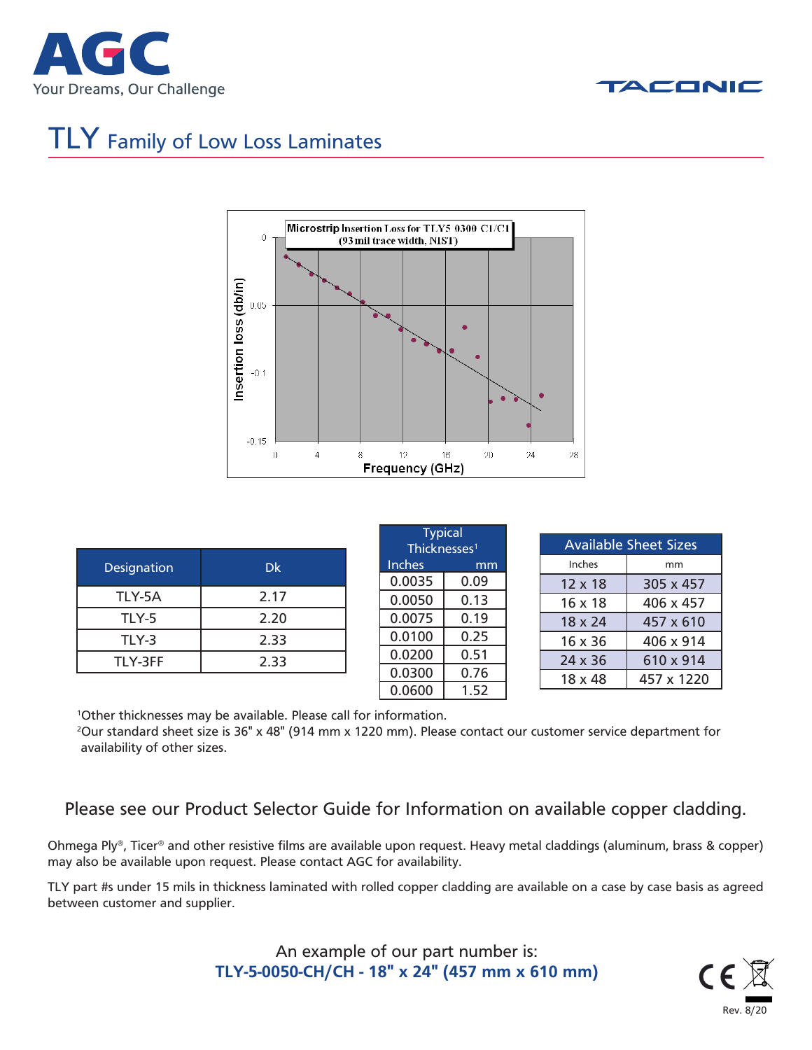# TLY Family of Low Loss Laminates

Microstrip Insertion Loss for TLY5 0300 C1/C1
(93 mil trace width, NIST)

Insertion loss (db/in)

0
-0.05
-0.1
-0.15

0 4 8 12 16 20 24 28

Frequency (GHz)

| Designation | Dk |
|---|---|
| TLY-5A | 2.17 |
| TLY-5 | 2.20 |
| TLY-3 | 2.33 |
| TLY-3FF | 2.33 |

| Typical Thicknesses[1] | |
|---|---|
| Inches | mm |
| 0.0035 | 0.09 |
| 0.0050 | 0.13 |
| 0.0075 | 0.19 |
| 0.0100 | 0.25 |
| 0.0200 | 0.51 |
| 0.0300 | 0.76 |
| 0.0600 | 1.52 |

| Available Sheet Sizes | |
|---|---|
| Inches | mm |
| 12 x 18 | 305 x 457 |
| 16 x 18 | 406 x 457 |
| 18 x 24 | 457 x 610 |
| 16 x 36 | 406 x 914 |
| 24 x 36 | 610 x 914 |
| 18 x 48 | 457 x 1220 |

[1]Other thicknesses may be available. Please call for information.
[2]Our standard sheet size is 36" x 48" (914 mm x 1220 mm). Please contact our customer service department for availability of other sizes.

Please see our Product Selector Guide for Information on available copper cladding.

Ohmega Ply®, Ticer® and other resistive films are available upon request. Heavy metal claddings (aluminum, brass & copper) may also be available upon request. Please contact AGC for availability.

TLY part #s under 15 mils in thickness laminated with rolled copper cladding are available on a case by case basis as agreed between customer and supplier.

An example of our part number is:
**TLY-5-0050-CH/CH - 18" x 24" (457 mm x 610 mm)**

Rev. 8/20